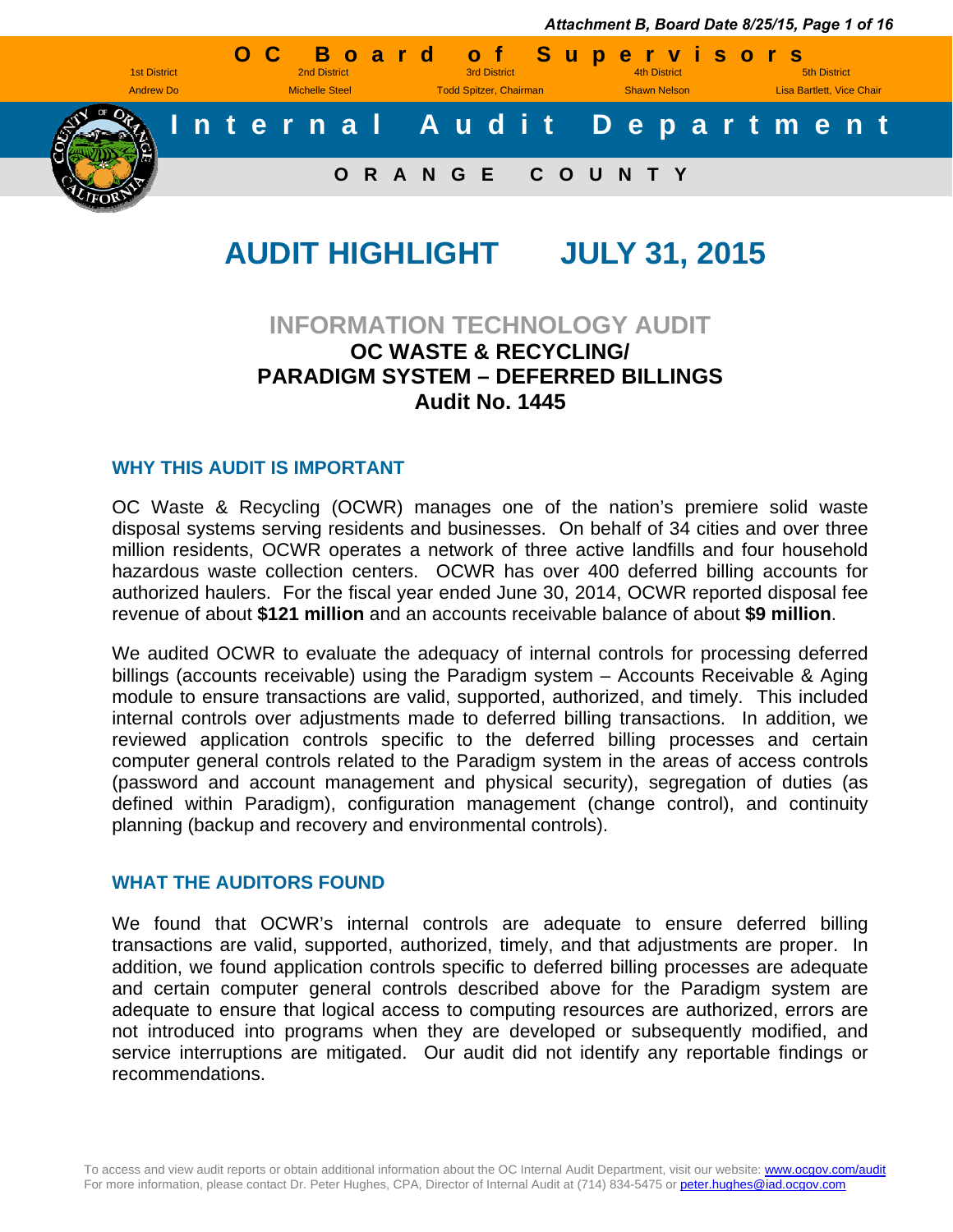# OC Board of Supervisors

| 1st District | 2nd District | 3rd District | 4th District | 5th District |
| --- | --- | --- | --- | --- |
| Andrew Do | Michelle Steel | Todd Spitzer, Chairman | Shawn Nelson | Lisa Bartlett, Vice Chair |

# Internal Audit Department

**ORANGE COUNTY**

# AUDIT HIGHLIGHT JULY 31, 2015

## INFORMATION TECHNOLOGY AUDIT
## OC WASTE & RECYCLING/ PARADIGM SYSTEM – DEFERRED BILLINGS
## Audit No. 1445

### WHY THIS AUDIT IS IMPORTANT

OC Waste & Recycling (OCWR) manages one of the nation's premiere solid waste disposal systems serving residents and businesses. On behalf of 34 cities and over three million residents, OCWR operates a network of three active landfills and four household hazardous waste collection centers. OCWR has over 400 deferred billing accounts for authorized haulers. For the fiscal year ended June 30, 2014, OCWR reported disposal fee revenue of about **$121 million** and an accounts receivable balance of about **$9 million**.

We audited OCWR to evaluate the adequacy of internal controls for processing deferred billings (accounts receivable) using the Paradigm system – Accounts Receivable & Aging module to ensure transactions are valid, supported, authorized, and timely. This included internal controls over adjustments made to deferred billing transactions. In addition, we reviewed application controls specific to the deferred billing processes and certain computer general controls related to the Paradigm system in the areas of access controls (password and account management and physical security), segregation of duties (as defined within Paradigm), configuration management (change control), and continuity planning (backup and recovery and environmental controls).

### WHAT THE AUDITORS FOUND

We found that OCWR's internal controls are adequate to ensure deferred billing transactions are valid, supported, authorized, timely, and that adjustments are proper. In addition, we found application controls specific to deferred billing processes are adequate and certain computer general controls described above for the Paradigm system are adequate to ensure that logical access to computing resources are authorized, errors are not introduced into programs when they are developed or subsequently modified, and service interruptions are mitigated. Our audit did not identify any reportable findings or recommendations.

To access and view audit reports or obtain additional information about the OC Internal Audit Department, visit our website: www.ocgov.com/audit
For more information, please contact Dr. Peter Hughes, CPA, Director of Internal Audit at (714) 834-5475 or peter.hughes@iad.ocgov.com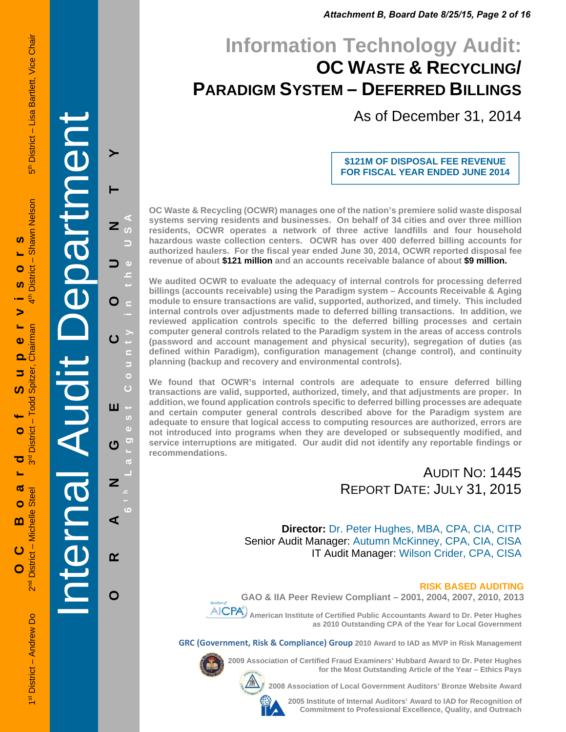# Information Technology Audit:
# OC Waste & Recycling/ Paradigm System – Deferred Billings

As of December 31, 2014

**$121M OF DISPOSAL FEE REVENUE FOR FISCAL YEAR ENDED JUNE 2014**

**OC Waste & Recycling (OCWR) manages one of the nation's premiere solid waste disposal systems serving residents and businesses. On behalf of 34 cities and over three million residents, OCWR operates a network of three active landfills and four household hazardous waste collection centers. OCWR has over 400 deferred billing accounts for authorized haulers. For the fiscal year ended June 30, 2014, OCWR reported disposal fee revenue of about $121 million and an accounts receivable balance of about $9 million.**

**We audited OCWR to evaluate the adequacy of internal controls for processing deferred billings (accounts receivable) using the Paradigm system – Accounts Receivable & Aging module to ensure transactions are valid, supported, authorized, and timely. This included internal controls over adjustments made to deferred billing transactions. In addition, we reviewed application controls specific to the deferred billing processes and certain computer general controls related to the Paradigm system in the areas of access controls (password and account management and physical security), segregation of duties (as defined within Paradigm), configuration management (change control), and continuity planning (backup and recovery and environmental controls).**

**We found that OCWR's internal controls are adequate to ensure deferred billing transactions are valid, supported, authorized, timely, and that adjustments are proper. In addition, we found application controls specific to deferred billing processes are adequate and certain computer general controls described above for the Paradigm system are adequate to ensure that logical access to computing resources are authorized, errors are not introduced into programs when they are developed or subsequently modified, and service interruptions are mitigated. Our audit did not identify any reportable findings or recommendations.**

AUDIT NO: 1445
REPORT DATE: JULY 31, 2015

**Director:** Dr. Peter Hughes, MBA, CPA, CIA, CITP
Senior Audit Manager: Autumn McKinney, CPA, CIA, CISA
IT Audit Manager: Wilson Crider, CPA, CISA

**RISK BASED AUDITING**

**GAO & IIA Peer Review Compliant – 2001, 2004, 2007, 2010, 2013**

**American Institute of Certified Public Accountants Award to Dr. Peter Hughes as 2010 Outstanding CPA of the Year for Local Government**

**GRC (Government, Risk & Compliance) Group 2010 Award to IAD as MVP in Risk Management**

**2009 Association of Certified Fraud Examiners' Hubbard Award to Dr. Peter Hughes for the Most Outstanding Article of the Year – Ethics Pays**

**2008 Association of Local Government Auditors' Bronze Website Award**

**2005 Institute of Internal Auditors' Award to IAD for Recognition of Commitment to Professional Excellence, Quality, and Outreach**

Internal Audit Department

ORANGE COUNTY — 6th Largest County in the USA

OC Board of Supervisors

1st District – Andrew Do | 2nd District – Michelle Steel | 3rd District – Todd Spitzer, Chairman | 4th District – Shawn Nelson | 5th District – Lisa Bartlett, Vice Chair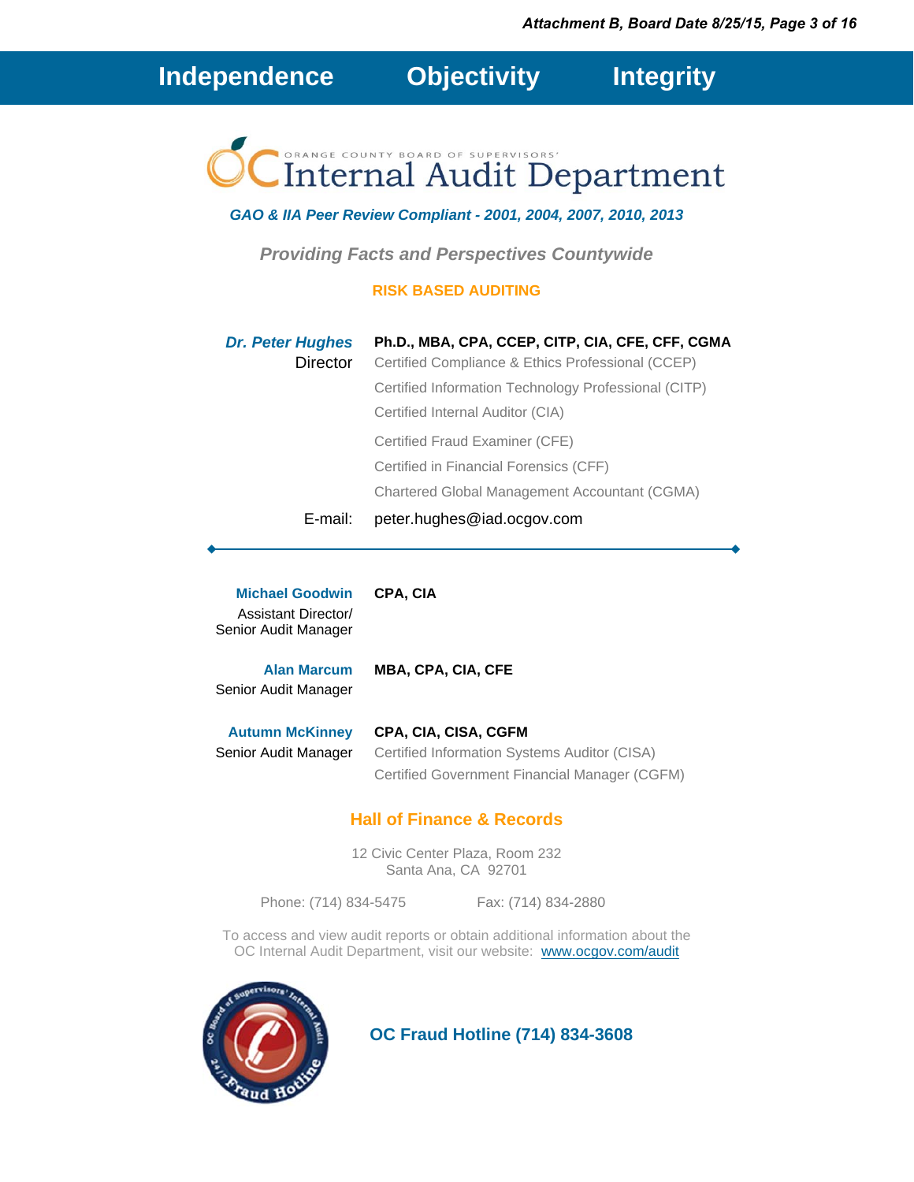**Independence** **Objectivity** **Integrity**

# ORANGE COUNTY BOARD OF SUPERVISORS' Internal Audit Department

***GAO & IIA Peer Review Compliant - 2001, 2004, 2007, 2010, 2013***

***Providing Facts and Perspectives Countywide***

**RISK BASED AUDITING**

***Dr. Peter Hughes***
Director

**Ph.D., MBA, CPA, CCEP, CITP, CIA, CFE, CFF, CGMA**
Certified Compliance & Ethics Professional (CCEP)
Certified Information Technology Professional (CITP)
Certified Internal Auditor (CIA)
Certified Fraud Examiner (CFE)
Certified in Financial Forensics (CFF)
Chartered Global Management Accountant (CGMA)

E-mail: peter.hughes@iad.ocgov.com

---

**Michael Goodwin**
Assistant Director/
Senior Audit Manager

**CPA, CIA**

**Alan Marcum**
Senior Audit Manager

**MBA, CPA, CIA, CFE**

**Autumn McKinney**
Senior Audit Manager

**CPA, CIA, CISA, CGFM**
Certified Information Systems Auditor (CISA)
Certified Government Financial Manager (CGFM)

## Hall of Finance & Records

12 Civic Center Plaza, Room 232
Santa Ana, CA 92701

Phone: (714) 834-5475 Fax: (714) 834-2880

To access and view audit reports or obtain additional information about the OC Internal Audit Department, visit our website: www.ocgov.com/audit

**OC Fraud Hotline (714) 834-3608**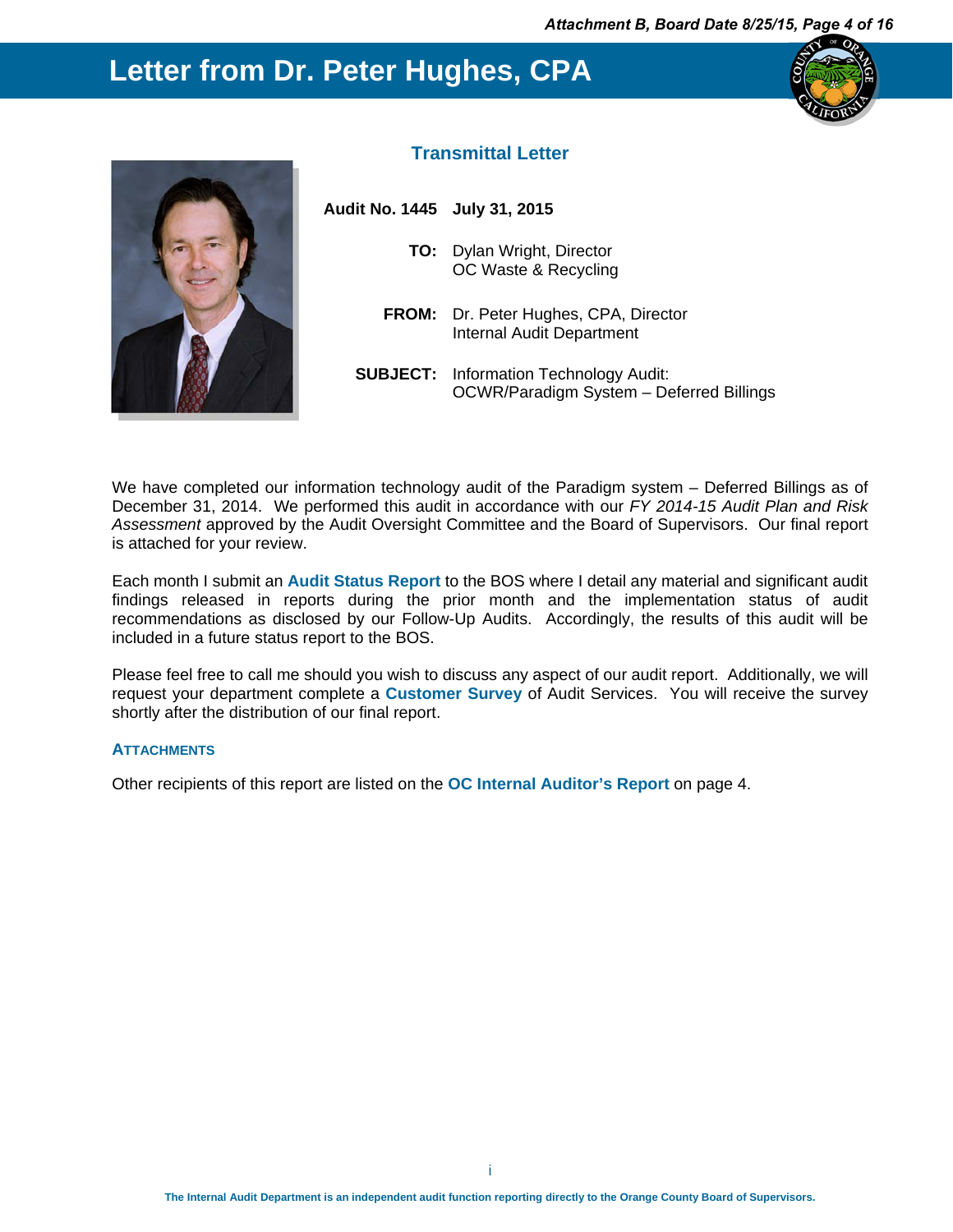# Letter from Dr. Peter Hughes, CPA

## Transmittal Letter

**Audit No. 1445** **July 31, 2015**

**TO:** Dylan Wright, Director
OC Waste & Recycling

**FROM:** Dr. Peter Hughes, CPA, Director
Internal Audit Department

**SUBJECT:** Information Technology Audit:
OCWR/Paradigm System – Deferred Billings

We have completed our information technology audit of the Paradigm system – Deferred Billings as of December 31, 2014. We performed this audit in accordance with our *FY 2014-15 Audit Plan and Risk Assessment* approved by the Audit Oversight Committee and the Board of Supervisors. Our final report is attached for your review.

Each month I submit an **Audit Status Report** to the BOS where I detail any material and significant audit findings released in reports during the prior month and the implementation status of audit recommendations as disclosed by our Follow-Up Audits. Accordingly, the results of this audit will be included in a future status report to the BOS.

Please feel free to call me should you wish to discuss any aspect of our audit report. Additionally, we will request your department complete a **Customer Survey** of Audit Services. You will receive the survey shortly after the distribution of our final report.

**ATTACHMENTS**

Other recipients of this report are listed on the **OC Internal Auditor's Report** on page 4.

The Internal Audit Department is an independent audit function reporting directly to the Orange County Board of Supervisors.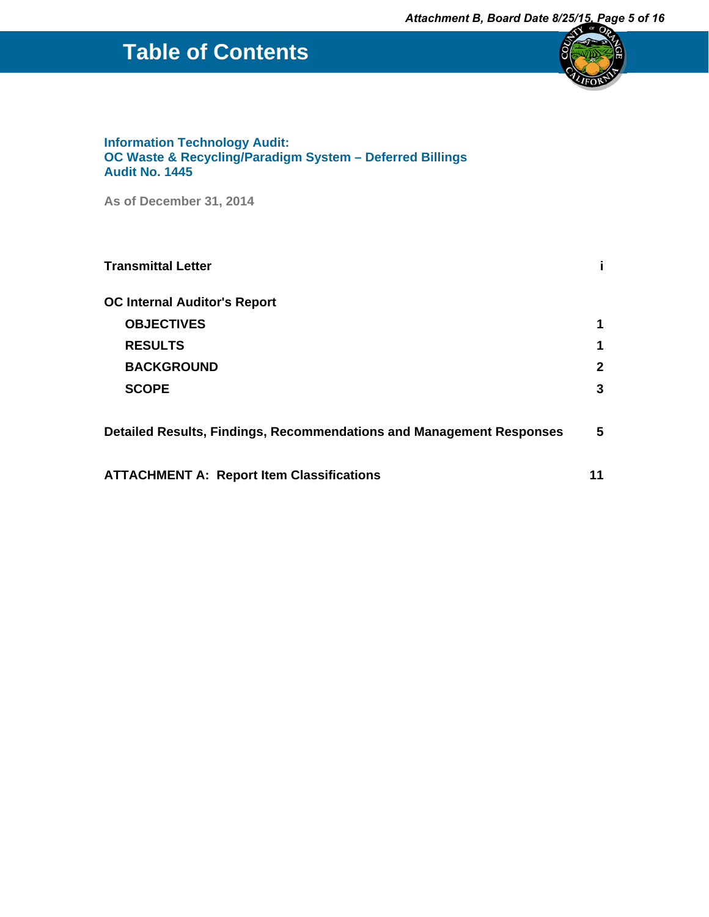# Table of Contents

**Information Technology Audit:**
**OC Waste & Recycling/Paradigm System – Deferred Billings**
**Audit No. 1445**

**As of December 31, 2014**

| | |
|---|---|
| **Transmittal Letter** | **i** |
| **OC Internal Auditor's Report** | |
| **OBJECTIVES** | **1** |
| **RESULTS** | **1** |
| **BACKGROUND** | **2** |
| **SCOPE** | **3** |
| **Detailed Results, Findings, Recommendations and Management Responses** | **5** |
| **ATTACHMENT A: Report Item Classifications** | **11** |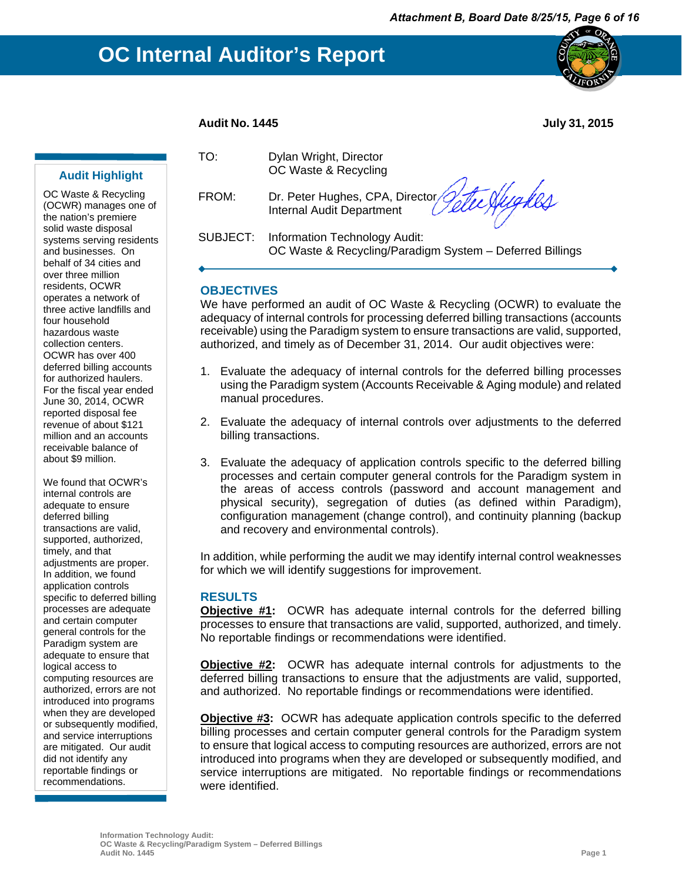# OC Internal Auditor's Report

**Audit No. 1445** **July 31, 2015**

| | |
|---|---|
| TO: | Dylan Wright, Director<br>OC Waste & Recycling |
| FROM: | Dr. Peter Hughes, CPA, Director<br>Internal Audit Department |
| SUBJECT: | Information Technology Audit:<br>OC Waste & Recycling/Paradigm System – Deferred Billings |

### Audit Highlight

OC Waste & Recycling (OCWR) manages one of the nation's premiere solid waste disposal systems serving residents and businesses. On behalf of 34 cities and over three million residents, OCWR operates a network of three active landfills and four household hazardous waste collection centers. OCWR has over 400 deferred billing accounts for authorized haulers. For the fiscal year ended June 30, 2014, OCWR reported disposal fee revenue of about $121 million and an accounts receivable balance of about $9 million.

We found that OCWR's internal controls are adequate to ensure deferred billing transactions are valid, supported, authorized, timely, and that adjustments are proper. In addition, we found application controls specific to deferred billing processes are adequate and certain computer general controls for the Paradigm system are adequate to ensure that logical access to computing resources are authorized, errors are not introduced into programs when they are developed or subsequently modified, and service interruptions are mitigated. Our audit did not identify any reportable findings or recommendations.

## OBJECTIVES

We have performed an audit of OC Waste & Recycling (OCWR) to evaluate the adequacy of internal controls for processing deferred billing transactions (accounts receivable) using the Paradigm system to ensure transactions are valid, supported, authorized, and timely as of December 31, 2014. Our audit objectives were:

1. Evaluate the adequacy of internal controls for the deferred billing processes using the Paradigm system (Accounts Receivable & Aging module) and related manual procedures.
2. Evaluate the adequacy of internal controls over adjustments to the deferred billing transactions.
3. Evaluate the adequacy of application controls specific to the deferred billing processes and certain computer general controls for the Paradigm system in the areas of access controls (password and account management and physical security), segregation of duties (as defined within Paradigm), configuration management (change control), and continuity planning (backup and recovery and environmental controls).

In addition, while performing the audit we may identify internal control weaknesses for which we will identify suggestions for improvement.

## RESULTS

**Objective #1:** OCWR has adequate internal controls for the deferred billing processes to ensure that transactions are valid, supported, authorized, and timely. No reportable findings or recommendations were identified.

**Objective #2:** OCWR has adequate internal controls for adjustments to the deferred billing transactions to ensure that the adjustments are valid, supported, and authorized. No reportable findings or recommendations were identified.

**Objective #3:** OCWR has adequate application controls specific to the deferred billing processes and certain computer general controls for the Paradigm system to ensure that logical access to computing resources are authorized, errors are not introduced into programs when they are developed or subsequently modified, and service interruptions are mitigated. No reportable findings or recommendations were identified.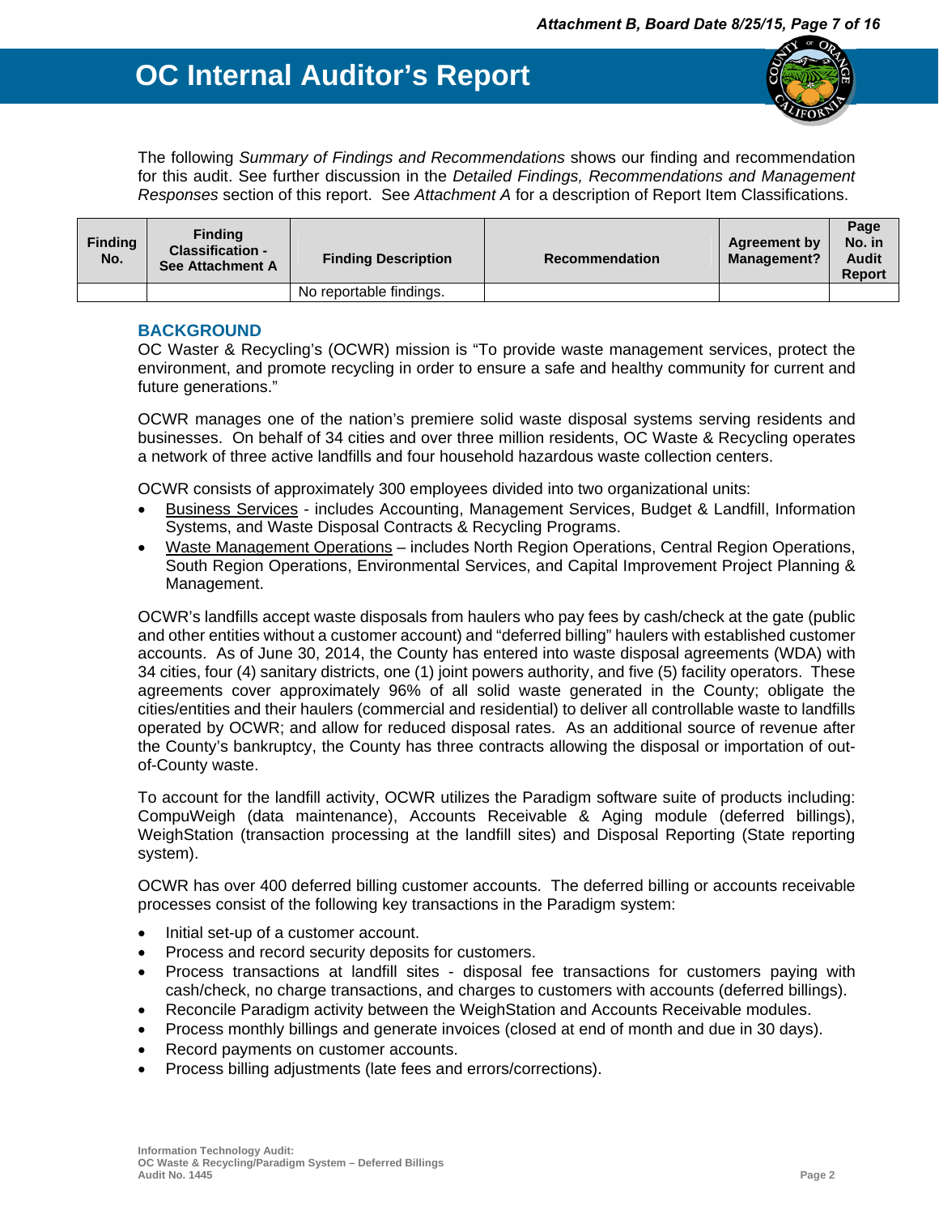# OC Internal Auditor's Report

The following *Summary of Findings and Recommendations* shows our finding and recommendation for this audit. See further discussion in the *Detailed Findings, Recommendations and Management Responses* section of this report. See *Attachment A* for a description of Report Item Classifications.

| Finding No. | Finding Classification - See Attachment A | Finding Description | Recommendation | Agreement by Management? | Page No. in Audit Report |
|---|---|---|---|---|---|
| | | No reportable findings. | | | |

## BACKGROUND

OC Waster & Recycling's (OCWR) mission is "To provide waste management services, protect the environment, and promote recycling in order to ensure a safe and healthy community for current and future generations."

OCWR manages one of the nation's premiere solid waste disposal systems serving residents and businesses. On behalf of 34 cities and over three million residents, OC Waste & Recycling operates a network of three active landfills and four household hazardous waste collection centers.

OCWR consists of approximately 300 employees divided into two organizational units:

- Business Services - includes Accounting, Management Services, Budget & Landfill, Information Systems, and Waste Disposal Contracts & Recycling Programs.
- Waste Management Operations – includes North Region Operations, Central Region Operations, South Region Operations, Environmental Services, and Capital Improvement Project Planning & Management.

OCWR's landfills accept waste disposals from haulers who pay fees by cash/check at the gate (public and other entities without a customer account) and "deferred billing" haulers with established customer accounts. As of June 30, 2014, the County has entered into waste disposal agreements (WDA) with 34 cities, four (4) sanitary districts, one (1) joint powers authority, and five (5) facility operators. These agreements cover approximately 96% of all solid waste generated in the County; obligate the cities/entities and their haulers (commercial and residential) to deliver all controllable waste to landfills operated by OCWR; and allow for reduced disposal rates. As an additional source of revenue after the County's bankruptcy, the County has three contracts allowing the disposal or importation of out-of-County waste.

To account for the landfill activity, OCWR utilizes the Paradigm software suite of products including: CompuWeigh (data maintenance), Accounts Receivable & Aging module (deferred billings), WeighStation (transaction processing at the landfill sites) and Disposal Reporting (State reporting system).

OCWR has over 400 deferred billing customer accounts. The deferred billing or accounts receivable processes consist of the following key transactions in the Paradigm system:

- Initial set-up of a customer account.
- Process and record security deposits for customers.
- Process transactions at landfill sites - disposal fee transactions for customers paying with cash/check, no charge transactions, and charges to customers with accounts (deferred billings).
- Reconcile Paradigm activity between the WeighStation and Accounts Receivable modules.
- Process monthly billings and generate invoices (closed at end of month and due in 30 days).
- Record payments on customer accounts.
- Process billing adjustments (late fees and errors/corrections).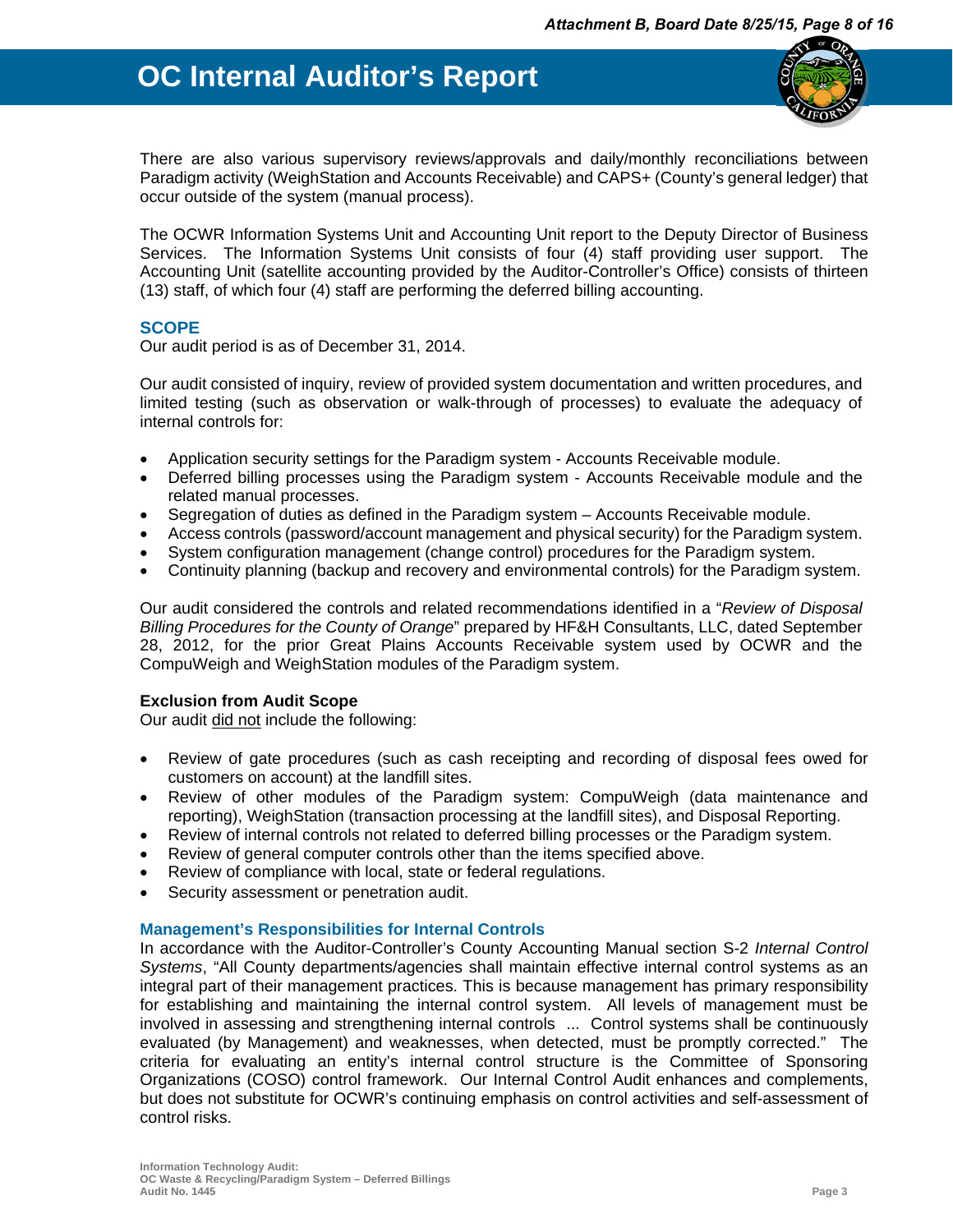There are also various supervisory reviews/approvals and daily/monthly reconciliations between Paradigm activity (WeighStation and Accounts Receivable) and CAPS+ (County's general ledger) that occur outside of the system (manual process).

The OCWR Information Systems Unit and Accounting Unit report to the Deputy Director of Business Services. The Information Systems Unit consists of four (4) staff providing user support. The Accounting Unit (satellite accounting provided by the Auditor-Controller's Office) consists of thirteen (13) staff, of which four (4) staff are performing the deferred billing accounting.

## SCOPE

Our audit period is as of December 31, 2014.

Our audit consisted of inquiry, review of provided system documentation and written procedures, and limited testing (such as observation or walk-through of processes) to evaluate the adequacy of internal controls for:

- Application security settings for the Paradigm system - Accounts Receivable module.
- Deferred billing processes using the Paradigm system - Accounts Receivable module and the related manual processes.
- Segregation of duties as defined in the Paradigm system – Accounts Receivable module.
- Access controls (password/account management and physical security) for the Paradigm system.
- System configuration management (change control) procedures for the Paradigm system.
- Continuity planning (backup and recovery and environmental controls) for the Paradigm system.

Our audit considered the controls and related recommendations identified in a "*Review of Disposal Billing Procedures for the County of Orange*" prepared by HF&H Consultants, LLC, dated September 28, 2012, for the prior Great Plains Accounts Receivable system used by OCWR and the CompuWeigh and WeighStation modules of the Paradigm system.

**Exclusion from Audit Scope**

Our audit <u>did not</u> include the following:

- Review of gate procedures (such as cash receipting and recording of disposal fees owed for customers on account) at the landfill sites.
- Review of other modules of the Paradigm system: CompuWeigh (data maintenance and reporting), WeighStation (transaction processing at the landfill sites), and Disposal Reporting.
- Review of internal controls not related to deferred billing processes or the Paradigm system.
- Review of general computer controls other than the items specified above.
- Review of compliance with local, state or federal regulations.
- Security assessment or penetration audit.

### Management's Responsibilities for Internal Controls

In accordance with the Auditor-Controller's County Accounting Manual section S-2 *Internal Control Systems*, "All County departments/agencies shall maintain effective internal control systems as an integral part of their management practices. This is because management has primary responsibility for establishing and maintaining the internal control system. All levels of management must be involved in assessing and strengthening internal controls ... Control systems shall be continuously evaluated (by Management) and weaknesses, when detected, must be promptly corrected." The criteria for evaluating an entity's internal control structure is the Committee of Sponsoring Organizations (COSO) control framework. Our Internal Control Audit enhances and complements, but does not substitute for OCWR's continuing emphasis on control activities and self-assessment of control risks.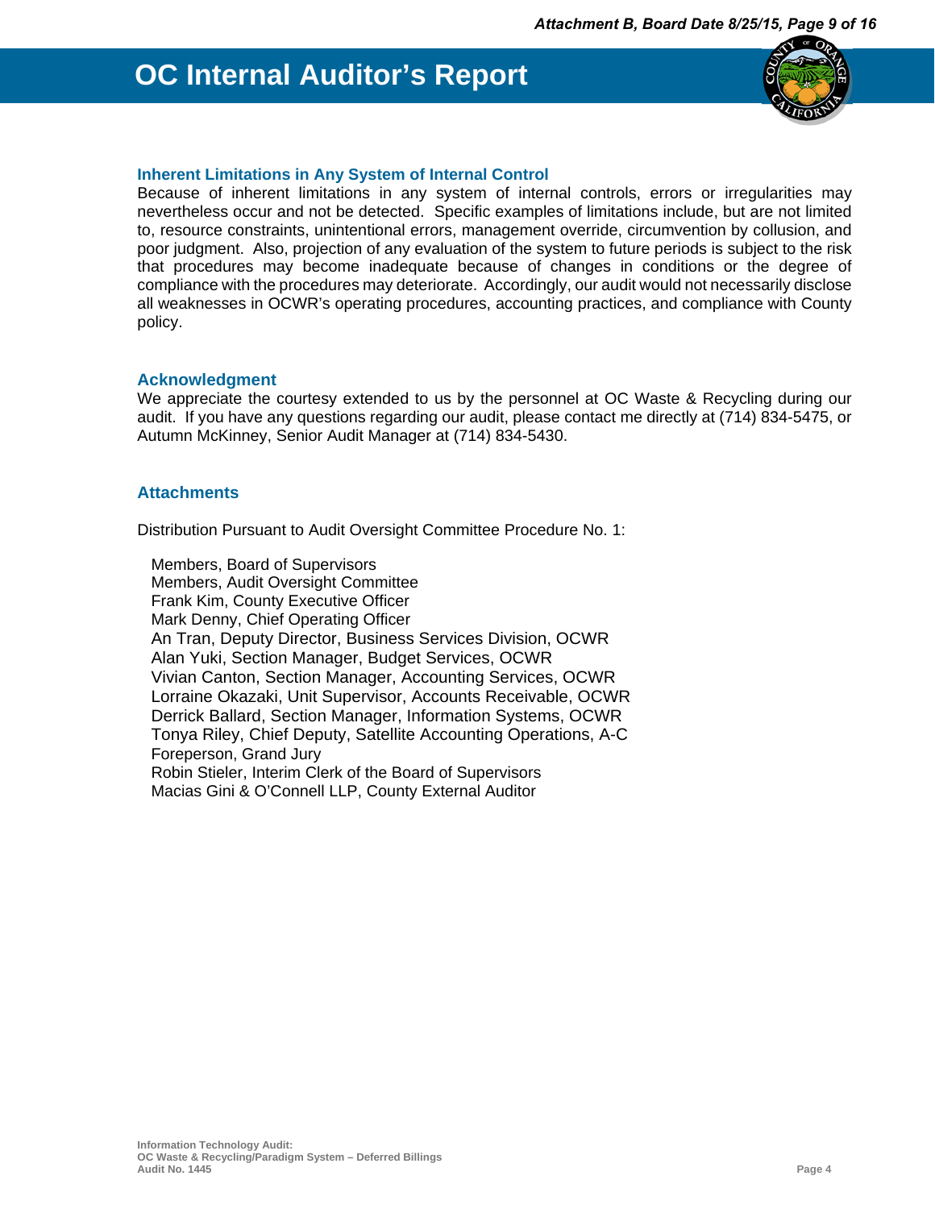## Inherent Limitations in Any System of Internal Control

Because of inherent limitations in any system of internal controls, errors or irregularities may nevertheless occur and not be detected. Specific examples of limitations include, but are not limited to, resource constraints, unintentional errors, management override, circumvention by collusion, and poor judgment. Also, projection of any evaluation of the system to future periods is subject to the risk that procedures may become inadequate because of changes in conditions or the degree of compliance with the procedures may deteriorate. Accordingly, our audit would not necessarily disclose all weaknesses in OCWR's operating procedures, accounting practices, and compliance with County policy.

## Acknowledgment

We appreciate the courtesy extended to us by the personnel at OC Waste & Recycling during our audit. If you have any questions regarding our audit, please contact me directly at (714) 834-5475, or Autumn McKinney, Senior Audit Manager at (714) 834-5430.

## Attachments

Distribution Pursuant to Audit Oversight Committee Procedure No. 1:

Members, Board of Supervisors
Members, Audit Oversight Committee
Frank Kim, County Executive Officer
Mark Denny, Chief Operating Officer
An Tran, Deputy Director, Business Services Division, OCWR
Alan Yuki, Section Manager, Budget Services, OCWR
Vivian Canton, Section Manager, Accounting Services, OCWR
Lorraine Okazaki, Unit Supervisor, Accounts Receivable, OCWR
Derrick Ballard, Section Manager, Information Systems, OCWR
Tonya Riley, Chief Deputy, Satellite Accounting Operations, A-C
Foreperson, Grand Jury
Robin Stieler, Interim Clerk of the Board of Supervisors
Macias Gini & O'Connell LLP, County External Auditor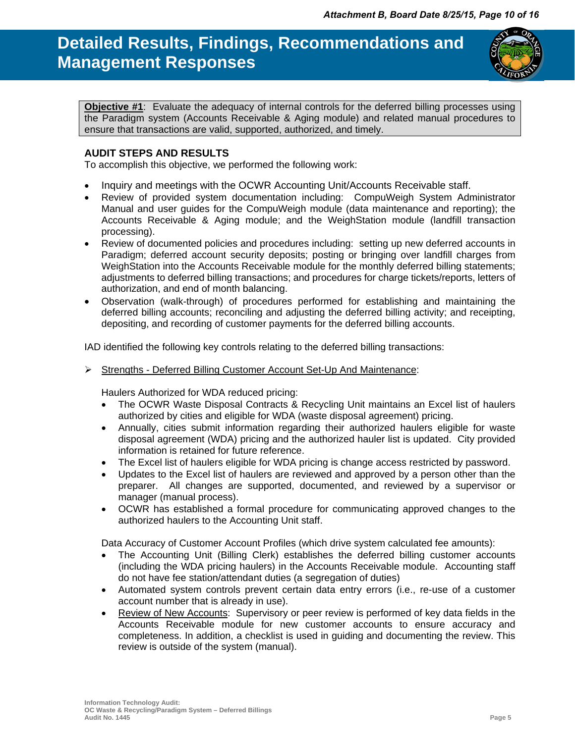# Detailed Results, Findings, Recommendations and Management Responses

**Objective #1**: Evaluate the adequacy of internal controls for the deferred billing processes using the Paradigm system (Accounts Receivable & Aging module) and related manual procedures to ensure that transactions are valid, supported, authorized, and timely.

### AUDIT STEPS AND RESULTS

To accomplish this objective, we performed the following work:

- Inquiry and meetings with the OCWR Accounting Unit/Accounts Receivable staff.
- Review of provided system documentation including: CompuWeigh System Administrator Manual and user guides for the CompuWeigh module (data maintenance and reporting); the Accounts Receivable & Aging module; and the WeighStation module (landfill transaction processing).
- Review of documented policies and procedures including: setting up new deferred accounts in Paradigm; deferred account security deposits; posting or bringing over landfill charges from WeighStation into the Accounts Receivable module for the monthly deferred billing statements; adjustments to deferred billing transactions; and procedures for charge tickets/reports, letters of authorization, and end of month balancing.
- Observation (walk-through) of procedures performed for establishing and maintaining the deferred billing accounts; reconciling and adjusting the deferred billing activity; and receipting, depositing, and recording of customer payments for the deferred billing accounts.

IAD identified the following key controls relating to the deferred billing transactions:

➢ Strengths - Deferred Billing Customer Account Set-Up And Maintenance:

Haulers Authorized for WDA reduced pricing:

- The OCWR Waste Disposal Contracts & Recycling Unit maintains an Excel list of haulers authorized by cities and eligible for WDA (waste disposal agreement) pricing.
- Annually, cities submit information regarding their authorized haulers eligible for waste disposal agreement (WDA) pricing and the authorized hauler list is updated. City provided information is retained for future reference.
- The Excel list of haulers eligible for WDA pricing is change access restricted by password.
- Updates to the Excel list of haulers are reviewed and approved by a person other than the preparer. All changes are supported, documented, and reviewed by a supervisor or manager (manual process).
- OCWR has established a formal procedure for communicating approved changes to the authorized haulers to the Accounting Unit staff.

Data Accuracy of Customer Account Profiles (which drive system calculated fee amounts):

- The Accounting Unit (Billing Clerk) establishes the deferred billing customer accounts (including the WDA pricing haulers) in the Accounts Receivable module. Accounting staff do not have fee station/attendant duties (a segregation of duties)
- Automated system controls prevent certain data entry errors (i.e., re-use of a customer account number that is already in use).
- Review of New Accounts: Supervisory or peer review is performed of key data fields in the Accounts Receivable module for new customer accounts to ensure accuracy and completeness. In addition, a checklist is used in guiding and documenting the review. This review is outside of the system (manual).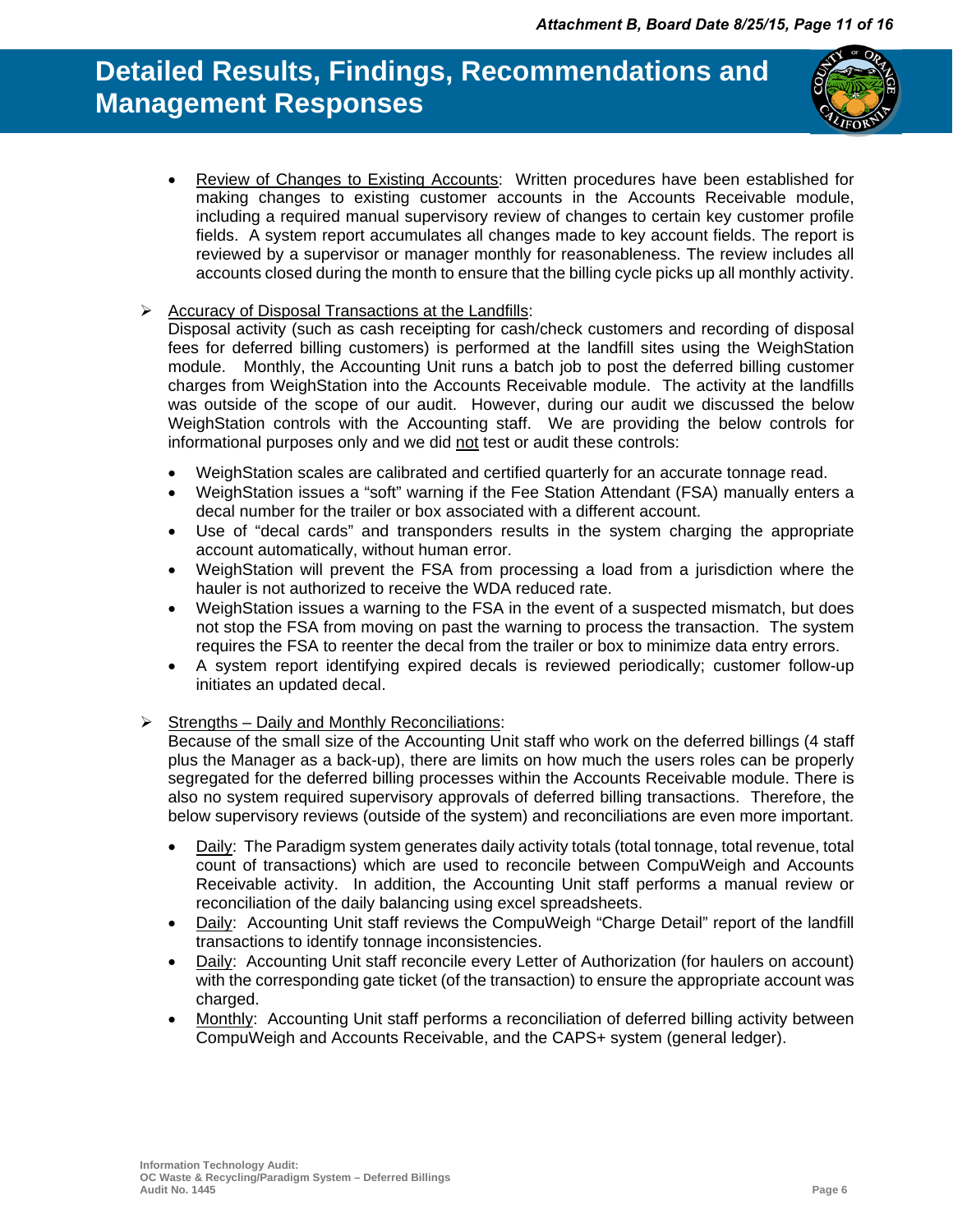# Detailed Results, Findings, Recommendations and Management Responses

- <u>Review of Changes to Existing Accounts</u>: Written procedures have been established for making changes to existing customer accounts in the Accounts Receivable module, including a required manual supervisory review of changes to certain key customer profile fields. A system report accumulates all changes made to key account fields. The report is reviewed by a supervisor or manager monthly for reasonableness. The review includes all accounts closed during the month to ensure that the billing cycle picks up all monthly activity.

➢ <u>Accuracy of Disposal Transactions at the Landfills</u>:
Disposal activity (such as cash receipting for cash/check customers and recording of disposal fees for deferred billing customers) is performed at the landfill sites using the WeighStation module. Monthly, the Accounting Unit runs a batch job to post the deferred billing customer charges from WeighStation into the Accounts Receivable module. The activity at the landfills was outside of the scope of our audit. However, during our audit we discussed the below WeighStation controls with the Accounting staff. We are providing the below controls for informational purposes only and we did <u>not</u> test or audit these controls:

- WeighStation scales are calibrated and certified quarterly for an accurate tonnage read.
- WeighStation issues a "soft" warning if the Fee Station Attendant (FSA) manually enters a decal number for the trailer or box associated with a different account.
- Use of "decal cards" and transponders results in the system charging the appropriate account automatically, without human error.
- WeighStation will prevent the FSA from processing a load from a jurisdiction where the hauler is not authorized to receive the WDA reduced rate.
- WeighStation issues a warning to the FSA in the event of a suspected mismatch, but does not stop the FSA from moving on past the warning to process the transaction. The system requires the FSA to reenter the decal from the trailer or box to minimize data entry errors.
- A system report identifying expired decals is reviewed periodically; customer follow-up initiates an updated decal.

➢ <u>Strengths – Daily and Monthly Reconciliations</u>:
Because of the small size of the Accounting Unit staff who work on the deferred billings (4 staff plus the Manager as a back-up), there are limits on how much the users roles can be properly segregated for the deferred billing processes within the Accounts Receivable module. There is also no system required supervisory approvals of deferred billing transactions. Therefore, the below supervisory reviews (outside of the system) and reconciliations are even more important.

- <u>Daily</u>: The Paradigm system generates daily activity totals (total tonnage, total revenue, total count of transactions) which are used to reconcile between CompuWeigh and Accounts Receivable activity. In addition, the Accounting Unit staff performs a manual review or reconciliation of the daily balancing using excel spreadsheets.
- <u>Daily</u>: Accounting Unit staff reviews the CompuWeigh "Charge Detail" report of the landfill transactions to identify tonnage inconsistencies.
- <u>Daily</u>: Accounting Unit staff reconcile every Letter of Authorization (for haulers on account) with the corresponding gate ticket (of the transaction) to ensure the appropriate account was charged.
- <u>Monthly</u>: Accounting Unit staff performs a reconciliation of deferred billing activity between CompuWeigh and Accounts Receivable, and the CAPS+ system (general ledger).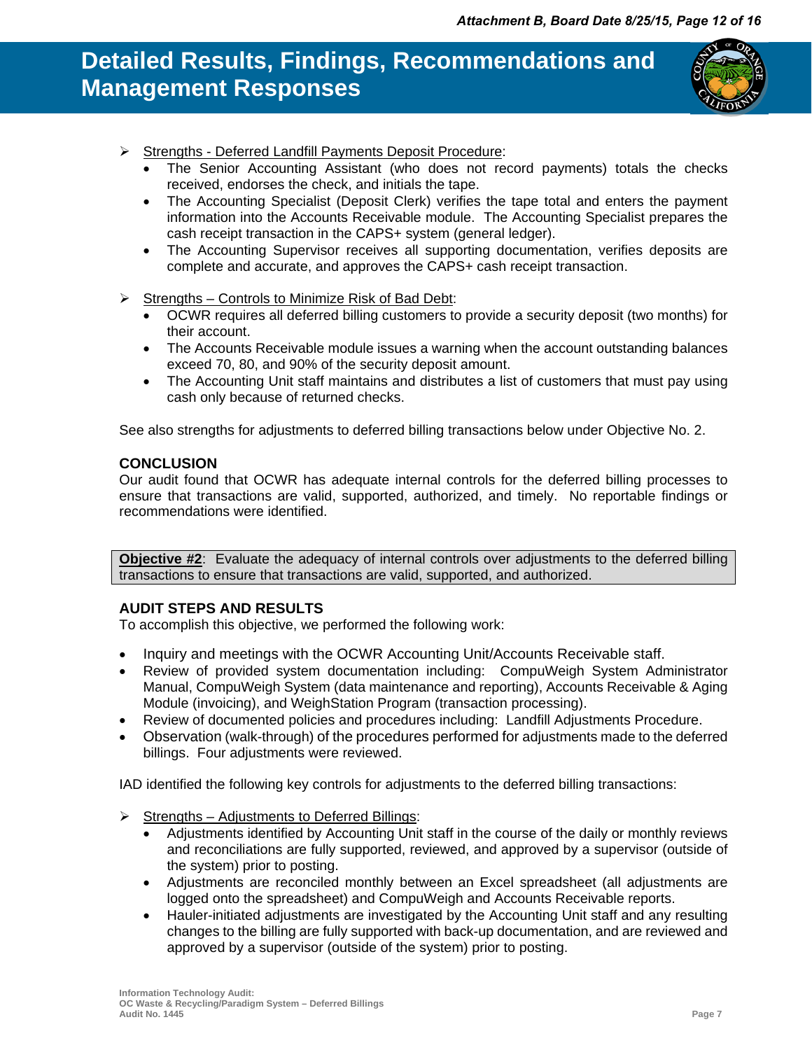# Detailed Results, Findings, Recommendations and Management Responses

- Strengths - Deferred Landfill Payments Deposit Procedure:
  - The Senior Accounting Assistant (who does not record payments) totals the checks received, endorses the check, and initials the tape.
  - The Accounting Specialist (Deposit Clerk) verifies the tape total and enters the payment information into the Accounts Receivable module. The Accounting Specialist prepares the cash receipt transaction in the CAPS+ system (general ledger).
  - The Accounting Supervisor receives all supporting documentation, verifies deposits are complete and accurate, and approves the CAPS+ cash receipt transaction.

- Strengths – Controls to Minimize Risk of Bad Debt:
  - OCWR requires all deferred billing customers to provide a security deposit (two months) for their account.
  - The Accounts Receivable module issues a warning when the account outstanding balances exceed 70, 80, and 90% of the security deposit amount.
  - The Accounting Unit staff maintains and distributes a list of customers that must pay using cash only because of returned checks.

See also strengths for adjustments to deferred billing transactions below under Objective No. 2.

### CONCLUSION

Our audit found that OCWR has adequate internal controls for the deferred billing processes to ensure that transactions are valid, supported, authorized, and timely. No reportable findings or recommendations were identified.

**Objective #2**: Evaluate the adequacy of internal controls over adjustments to the deferred billing transactions to ensure that transactions are valid, supported, and authorized.

### AUDIT STEPS AND RESULTS

To accomplish this objective, we performed the following work:

- Inquiry and meetings with the OCWR Accounting Unit/Accounts Receivable staff.
- Review of provided system documentation including: CompuWeigh System Administrator Manual, CompuWeigh System (data maintenance and reporting), Accounts Receivable & Aging Module (invoicing), and WeighStation Program (transaction processing).
- Review of documented policies and procedures including: Landfill Adjustments Procedure.
- Observation (walk-through) of the procedures performed for adjustments made to the deferred billings. Four adjustments were reviewed.

IAD identified the following key controls for adjustments to the deferred billing transactions:

- Strengths – Adjustments to Deferred Billings:
  - Adjustments identified by Accounting Unit staff in the course of the daily or monthly reviews and reconciliations are fully supported, reviewed, and approved by a supervisor (outside of the system) prior to posting.
  - Adjustments are reconciled monthly between an Excel spreadsheet (all adjustments are logged onto the spreadsheet) and CompuWeigh and Accounts Receivable reports.
  - Hauler-initiated adjustments are investigated by the Accounting Unit staff and any resulting changes to the billing are fully supported with back-up documentation, and are reviewed and approved by a supervisor (outside of the system) prior to posting.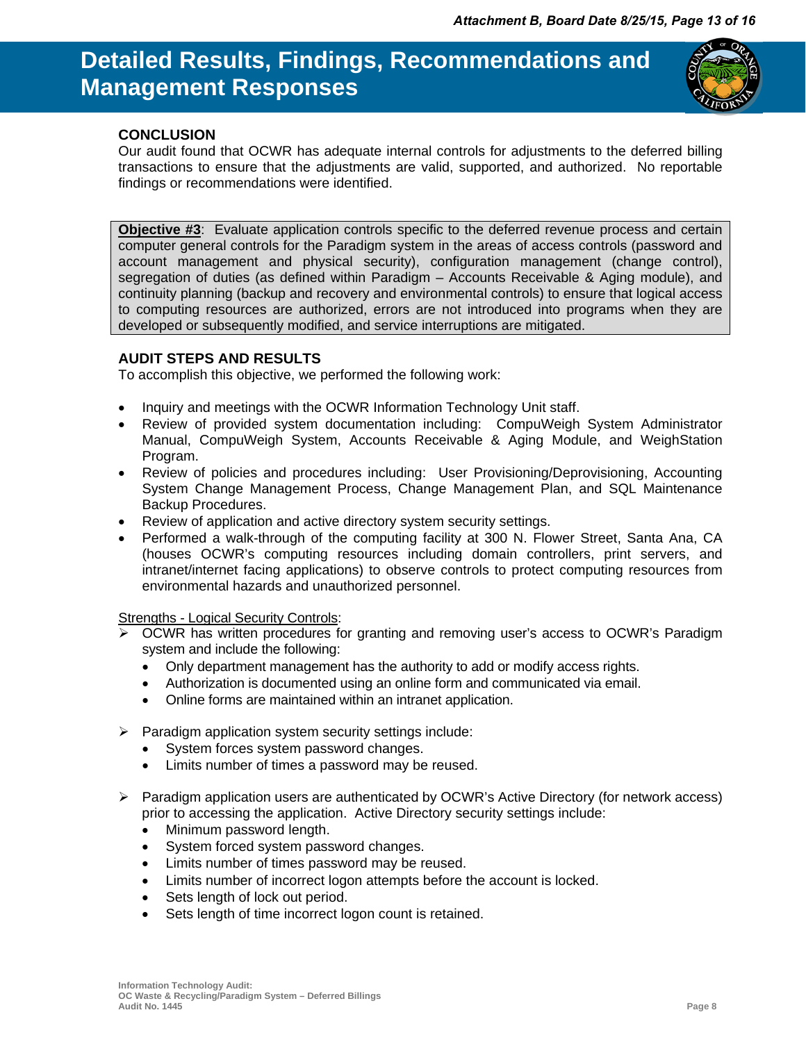# Detailed Results, Findings, Recommendations and Management Responses

### CONCLUSION

Our audit found that OCWR has adequate internal controls for adjustments to the deferred billing transactions to ensure that the adjustments are valid, supported, and authorized. No reportable findings or recommendations were identified.

**Objective #3**: Evaluate application controls specific to the deferred revenue process and certain computer general controls for the Paradigm system in the areas of access controls (password and account management and physical security), configuration management (change control), segregation of duties (as defined within Paradigm – Accounts Receivable & Aging module), and continuity planning (backup and recovery and environmental controls) to ensure that logical access to computing resources are authorized, errors are not introduced into programs when they are developed or subsequently modified, and service interruptions are mitigated.

### AUDIT STEPS AND RESULTS

To accomplish this objective, we performed the following work:

- Inquiry and meetings with the OCWR Information Technology Unit staff.
- Review of provided system documentation including: CompuWeigh System Administrator Manual, CompuWeigh System, Accounts Receivable & Aging Module, and WeighStation Program.
- Review of policies and procedures including: User Provisioning/Deprovisioning, Accounting System Change Management Process, Change Management Plan, and SQL Maintenance Backup Procedures.
- Review of application and active directory system security settings.
- Performed a walk-through of the computing facility at 300 N. Flower Street, Santa Ana, CA (houses OCWR's computing resources including domain controllers, print servers, and intranet/internet facing applications) to observe controls to protect computing resources from environmental hazards and unauthorized personnel.

Strengths - Logical Security Controls:

- OCWR has written procedures for granting and removing user's access to OCWR's Paradigm system and include the following:
  - Only department management has the authority to add or modify access rights.
  - Authorization is documented using an online form and communicated via email.
  - Online forms are maintained within an intranet application.

- Paradigm application system security settings include:
  - System forces system password changes.
  - Limits number of times a password may be reused.

- Paradigm application users are authenticated by OCWR's Active Directory (for network access) prior to accessing the application. Active Directory security settings include:
  - Minimum password length.
  - System forced system password changes.
  - Limits number of times password may be reused.
  - Limits number of incorrect logon attempts before the account is locked.
  - Sets length of lock out period.
  - Sets length of time incorrect logon count is retained.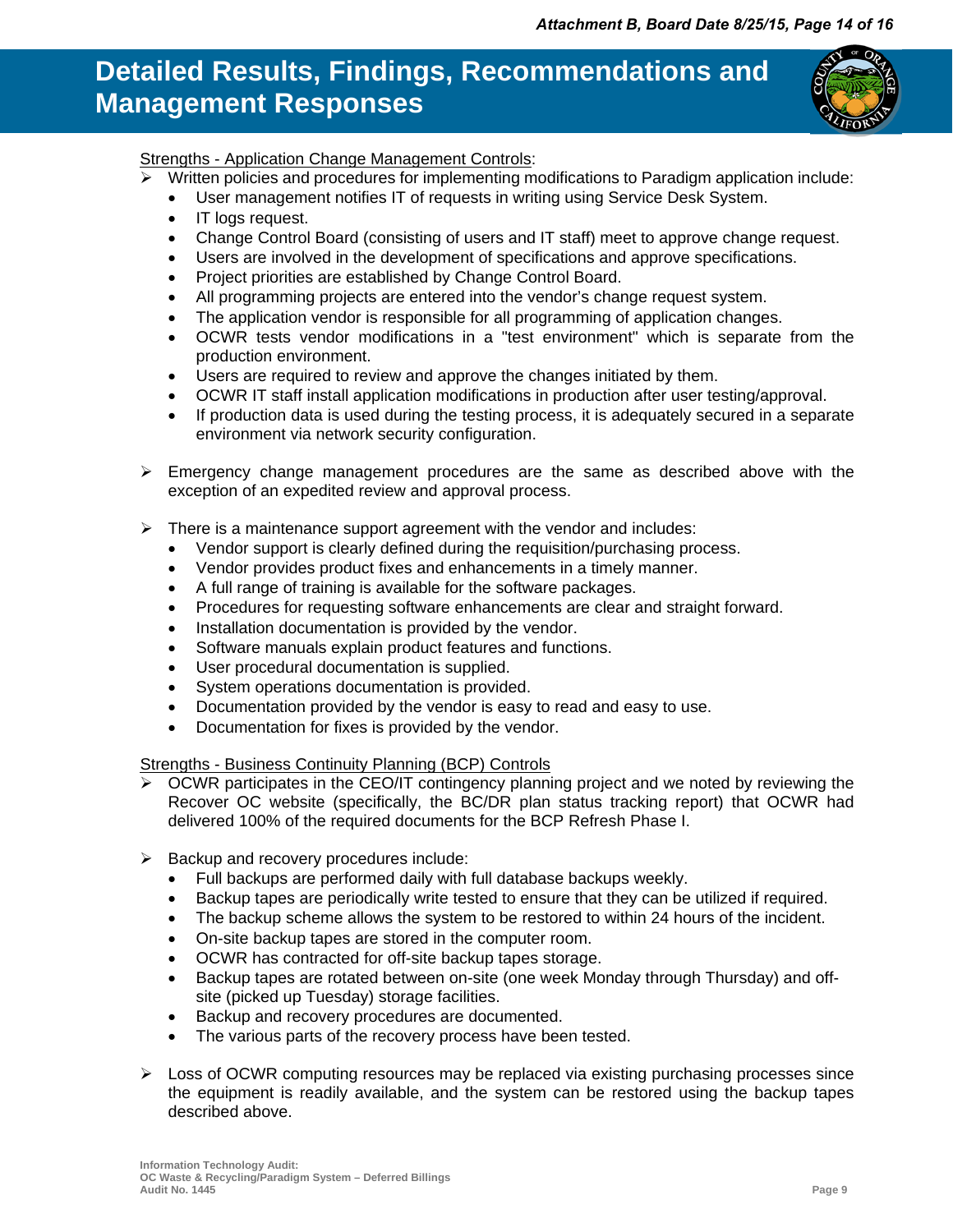# Detailed Results, Findings, Recommendations and Management Responses

Strengths - Application Change Management Controls:

- Written policies and procedures for implementing modifications to Paradigm application include:
  - User management notifies IT of requests in writing using Service Desk System.
  - IT logs request.
  - Change Control Board (consisting of users and IT staff) meet to approve change request.
  - Users are involved in the development of specifications and approve specifications.
  - Project priorities are established by Change Control Board.
  - All programming projects are entered into the vendor's change request system.
  - The application vendor is responsible for all programming of application changes.
  - OCWR tests vendor modifications in a "test environment" which is separate from the production environment.
  - Users are required to review and approve the changes initiated by them.
  - OCWR IT staff install application modifications in production after user testing/approval.
  - If production data is used during the testing process, it is adequately secured in a separate environment via network security configuration.

- Emergency change management procedures are the same as described above with the exception of an expedited review and approval process.

- There is a maintenance support agreement with the vendor and includes:
  - Vendor support is clearly defined during the requisition/purchasing process.
  - Vendor provides product fixes and enhancements in a timely manner.
  - A full range of training is available for the software packages.
  - Procedures for requesting software enhancements are clear and straight forward.
  - Installation documentation is provided by the vendor.
  - Software manuals explain product features and functions.
  - User procedural documentation is supplied.
  - System operations documentation is provided.
  - Documentation provided by the vendor is easy to read and easy to use.
  - Documentation for fixes is provided by the vendor.

Strengths - Business Continuity Planning (BCP) Controls

- OCWR participates in the CEO/IT contingency planning project and we noted by reviewing the Recover OC website (specifically, the BC/DR plan status tracking report) that OCWR had delivered 100% of the required documents for the BCP Refresh Phase I.

- Backup and recovery procedures include:
  - Full backups are performed daily with full database backups weekly.
  - Backup tapes are periodically write tested to ensure that they can be utilized if required.
  - The backup scheme allows the system to be restored to within 24 hours of the incident.
  - On-site backup tapes are stored in the computer room.
  - OCWR has contracted for off-site backup tapes storage.
  - Backup tapes are rotated between on-site (one week Monday through Thursday) and off-site (picked up Tuesday) storage facilities.
  - Backup and recovery procedures are documented.
  - The various parts of the recovery process have been tested.

- Loss of OCWR computing resources may be replaced via existing purchasing processes since the equipment is readily available, and the system can be restored using the backup tapes described above.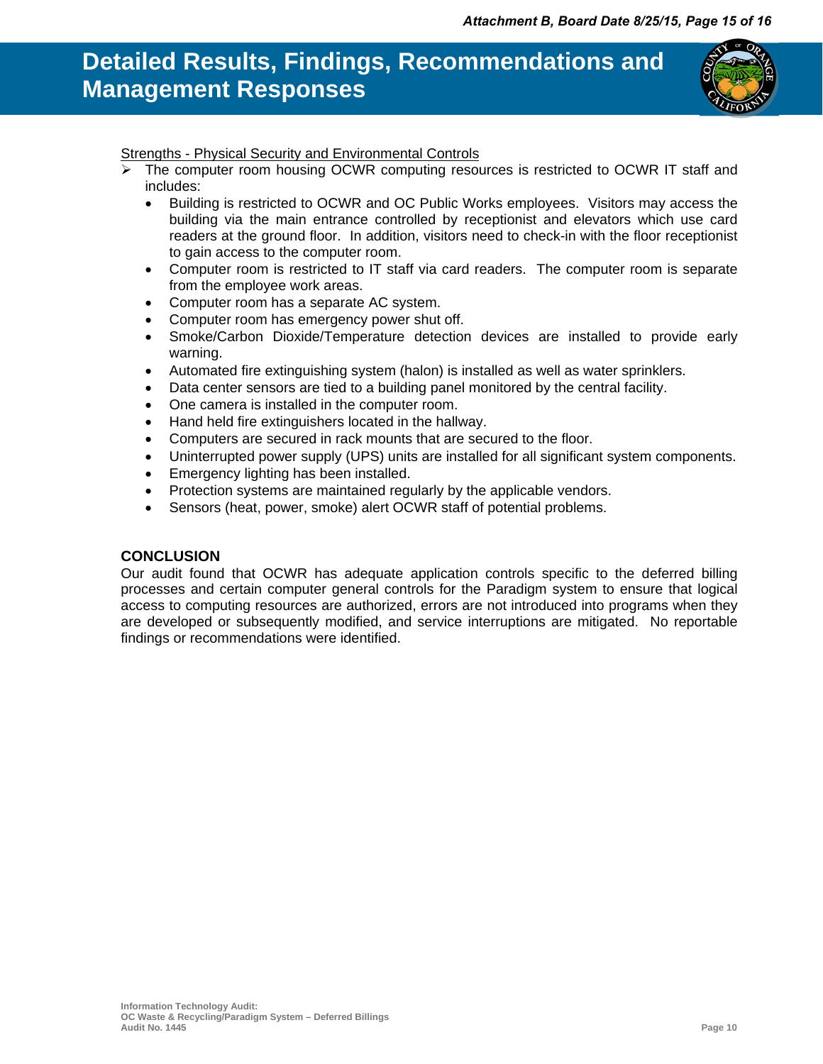# Detailed Results, Findings, Recommendations and Management Responses

<u>Strengths - Physical Security and Environmental Controls</u>

- The computer room housing OCWR computing resources is restricted to OCWR IT staff and includes:
  - Building is restricted to OCWR and OC Public Works employees. Visitors may access the building via the main entrance controlled by receptionist and elevators which use card readers at the ground floor. In addition, visitors need to check-in with the floor receptionist to gain access to the computer room.
  - Computer room is restricted to IT staff via card readers. The computer room is separate from the employee work areas.
  - Computer room has a separate AC system.
  - Computer room has emergency power shut off.
  - Smoke/Carbon Dioxide/Temperature detection devices are installed to provide early warning.
  - Automated fire extinguishing system (halon) is installed as well as water sprinklers.
  - Data center sensors are tied to a building panel monitored by the central facility.
  - One camera is installed in the computer room.
  - Hand held fire extinguishers located in the hallway.
  - Computers are secured in rack mounts that are secured to the floor.
  - Uninterrupted power supply (UPS) units are installed for all significant system components.
  - Emergency lighting has been installed.
  - Protection systems are maintained regularly by the applicable vendors.
  - Sensors (heat, power, smoke) alert OCWR staff of potential problems.

## CONCLUSION

Our audit found that OCWR has adequate application controls specific to the deferred billing processes and certain computer general controls for the Paradigm system to ensure that logical access to computing resources are authorized, errors are not introduced into programs when they are developed or subsequently modified, and service interruptions are mitigated. No reportable findings or recommendations were identified.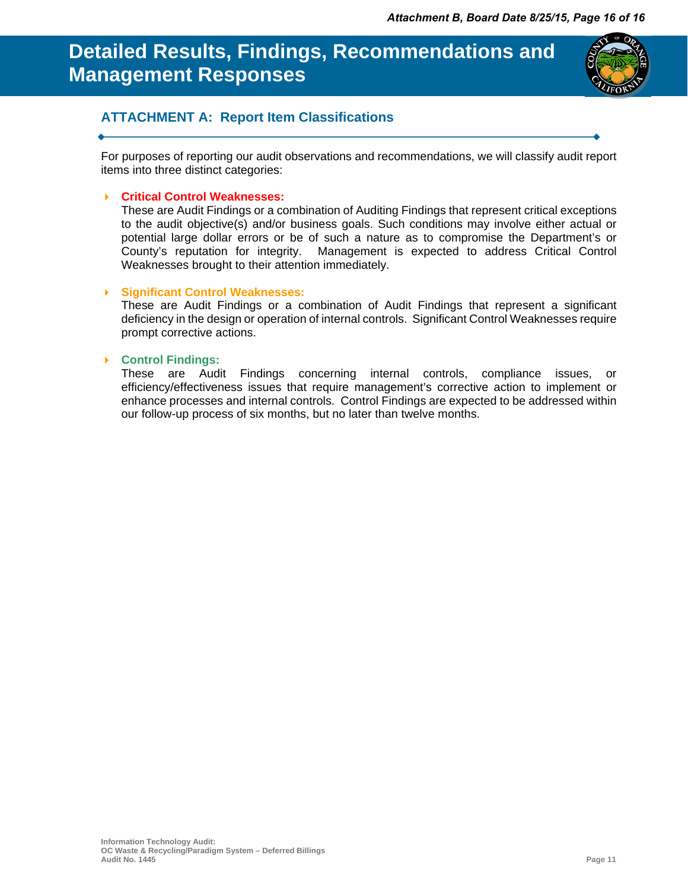# Detailed Results, Findings, Recommendations and Management Responses

## ATTACHMENT A: Report Item Classifications

For purposes of reporting our audit observations and recommendations, we will classify audit report items into three distinct categories:

- **Critical Control Weaknesses:**
  These are Audit Findings or a combination of Auditing Findings that represent critical exceptions to the audit objective(s) and/or business goals. Such conditions may involve either actual or potential large dollar errors or be of such a nature as to compromise the Department's or County's reputation for integrity. Management is expected to address Critical Control Weaknesses brought to their attention immediately.

- **Significant Control Weaknesses:**
  These are Audit Findings or a combination of Audit Findings that represent a significant deficiency in the design or operation of internal controls. Significant Control Weaknesses require prompt corrective actions.

- **Control Findings:**
  These are Audit Findings concerning internal controls, compliance issues, or efficiency/effectiveness issues that require management's corrective action to implement or enhance processes and internal controls. Control Findings are expected to be addressed within our follow-up process of six months, but no later than twelve months.